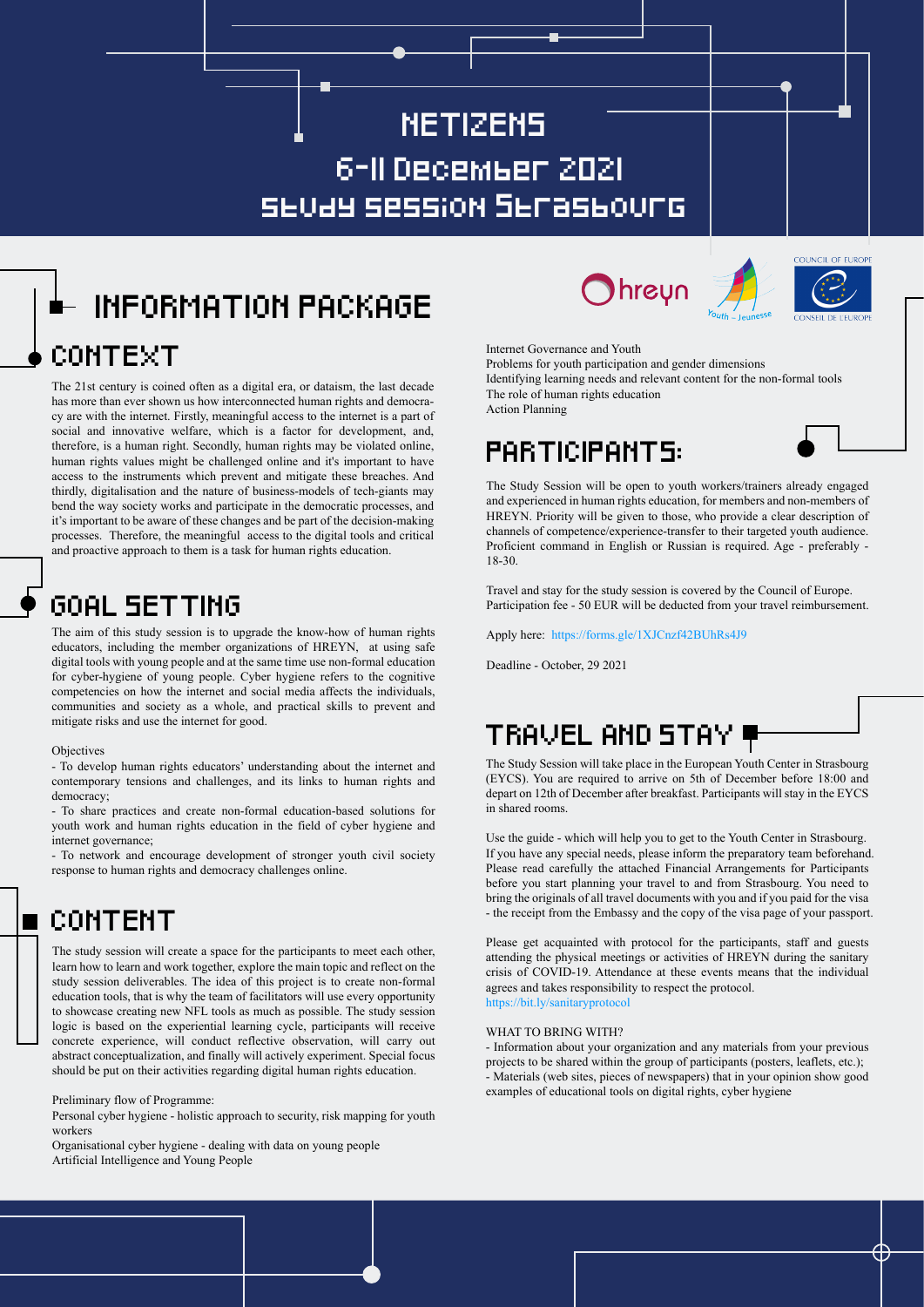# NETIZENS

## 6-11 December 2021

## Study Session Strasbourg

# INFORMATION PACKAGE

## CONTEXT

The 21st century is coined often as a digital era, or dataism, the last decade has more than ever shown us how interconnected human rights and democracy are with the internet. Firstly, meaningful access to the internet is a part of social and innovative welfare, which is a factor for development, and, therefore, is a human right. Secondly, human rights may be violated online, human rights values might be challenged online and it's important to have access to the instruments which prevent and mitigate these breaches. And thirdly, digitalisation and the nature of business-models of tech-giants may bend the way society works and participate in the democratic processes, and it's important to be aware of these changes and be part of the decision-making processes. Therefore, the meaningful access to the digital tools and critical and proactive approach to them is a task for human rights education.

## GOAL SETTING

The aim of this study session is to upgrade the know-how of human rights educators, including the member organizations of HREYN, at using safe digital tools with young people and at the same time use non-formal education for cyber-hygiene of young people. Cyber hygiene refers to the cognitive competencies on how the internet and social media affects the individuals, communities and society as a whole, and practical skills to prevent and mitigate risks and use the internet for good.

Objectives

- To develop human rights educators' understanding about the internet and contemporary tensions and challenges, and its links to human rights and democracy;
- To share practices and create non-formal education-based solutions for youth work and human rights education in the field of cyber hygiene and internet governance;
- To network and encourage development of stronger youth civil society response to human rights and democracy challenges online.

## CONTENT

The study session will create a space for the participants to meet each other, learn how to learn and work together, explore the main topic and reflect on the study session deliverables. The idea of this project is to create non-formal education tools, that is why the team of facilitators will use every opportunity to showcase creating new NFL tools as much as possible. The study session logic is based on the experiential learning cycle, participants will receive concrete experience, will conduct reflective observation, will carry out abstract conceptualization, and finally will actively experiment. Special focus should be put on their activities regarding digital human rights education.

Preliminary flow of Programme:

Personal cyber hygiene - holistic approach to security, risk mapping for youth workers

Organisational cyber hygiene - dealing with data on young people

Artificial Intelligence and Young People

Internet Governance and Youth

Problems for youth participation and gender dimensions

Identifying learning needs and relevant content for the non-formal tools

The role of human rights education

Action Planning

## PARTICIPANTS:

The Study Session will be open to youth workers/trainers already engaged and experienced in human rights education, for members and non-members of HREYN. Priority will be given to those, who provide a clear description of channels of competence/experience-transfer to their targeted youth audience. Proficient command in English or Russian is required. Age - preferably - 18-30.

Travel and stay for the study session is covered by the Council of Europe. Participation fee - 50 EUR will be deducted from your travel reimbursement.

Apply here: https://forms.gle/1XJCnzf42BUhRs4J9

Deadline - October, 29 2021

## TRAVEL AND STAY

The Study Session will take place in the European Youth Center in Strasbourg (EYCS). You are required to arrive on 5th of December before 18:00 and depart on 12th of December after breakfast. Participants will stay in the EYCS in shared rooms.

Use the guide - which will help you to get to the Youth Center in Strasbourg. If you have any special needs, please inform the preparatory team beforehand. Please read carefully the attached Financial Arrangements for Participants before you start planning your travel to and from Strasbourg. You need to bring the originals of all travel documents with you and if you paid for the visa - the receipt from the Embassy and the copy of the visa page of your passport.

Please get acquainted with protocol for the participants, staff and guests attending the physical meetings or activities of HREYN during the sanitary crisis of COVID-19. Attendance at these events means that the individual agrees and takes responsibility to respect the protocol.
https://bit.ly/sanitaryprotocol

WHAT TO BRING WITH?

- Information about your organization and any materials from your previous projects to be shared within the group of participants (posters, leaflets, etc.);
- Materials (web sites, pieces of newspapers) that in your opinion show good examples of educational tools on digital rights, cyber hygiene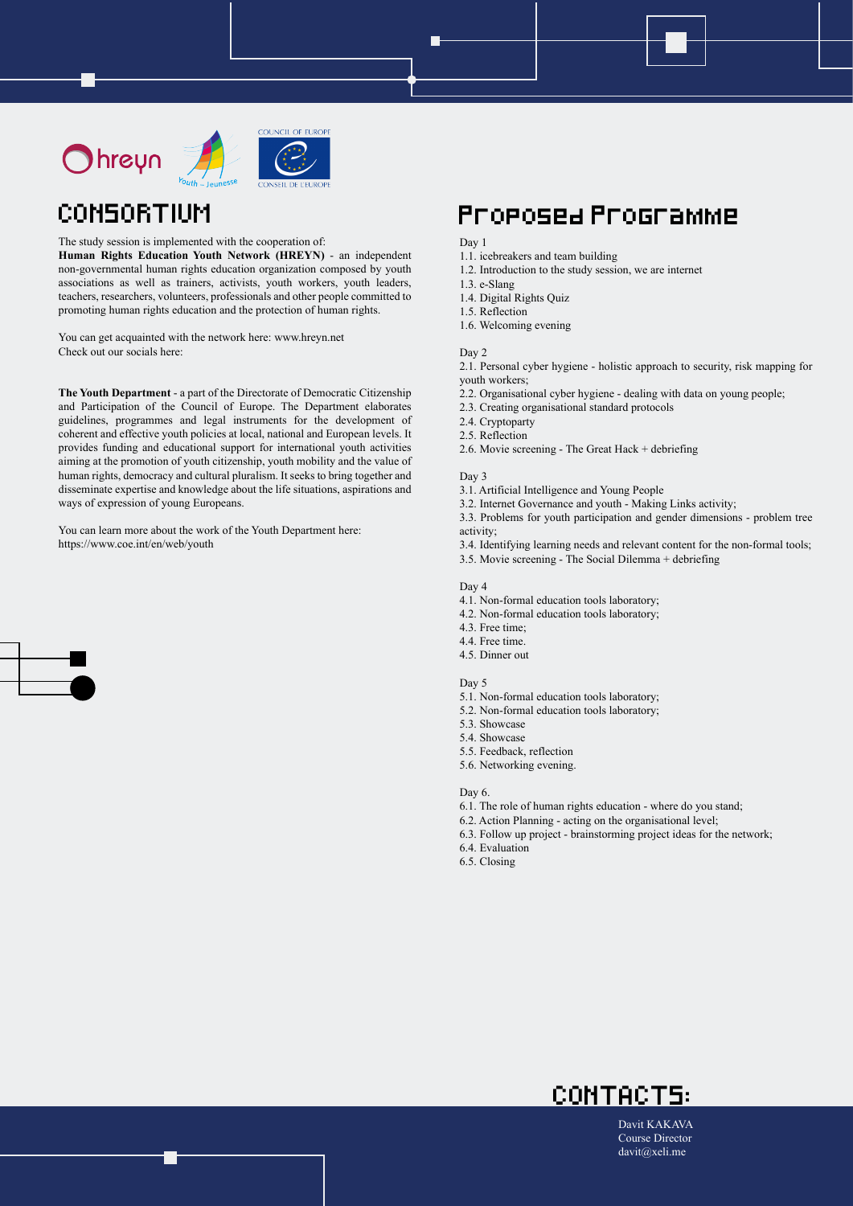## CONSORTIUM

The study session is implemented with the cooperation of:

**Human Rights Education Youth Network (HREYN)** - an independent non-governmental human rights education organization composed by youth associations as well as trainers, activists, youth workers, youth leaders, teachers, researchers, volunteers, professionals and other people committed to promoting human rights education and the protection of human rights.

You can get acquainted with the network here: www.hreyn.net
Check out our socials here:

**The Youth Department** - a part of the Directorate of Democratic Citizenship and Participation of the Council of Europe. The Department elaborates guidelines, programmes and legal instruments for the development of coherent and effective youth policies at local, national and European levels. It provides funding and educational support for international youth activities aiming at the promotion of youth citizenship, youth mobility and the value of human rights, democracy and cultural pluralism. It seeks to bring together and disseminate expertise and knowledge about the life situations, aspirations and ways of expression of young Europeans.

You can learn more about the work of the Youth Department here:
https://www.coe.int/en/web/youth

## Proposed Programme

Day 1

1.1. icebreakers and team building
1.2. Introduction to the study session, we are internet
1.3. e-Slang
1.4. Digital Rights Quiz
1.5. Reflection
1.6. Welcoming evening

Day 2

2.1. Personal cyber hygiene - holistic approach to security, risk mapping for youth workers;
2.2. Organisational cyber hygiene - dealing with data on young people;
2.3. Creating organisational standard protocols
2.4. Cryptoparty
2.5. Reflection
2.6. Movie screening - The Great Hack + debriefing

Day 3

3.1. Artificial Intelligence and Young People
3.2. Internet Governance and youth - Making Links activity;
3.3. Problems for youth participation and gender dimensions - problem tree activity;
3.4. Identifying learning needs and relevant content for the non-formal tools;
3.5. Movie screening - The Social Dilemma + debriefing

Day 4

4.1. Non-formal education tools laboratory;
4.2. Non-formal education tools laboratory;
4.3. Free time;
4.4. Free time.
4.5. Dinner out

Day 5

5.1. Non-formal education tools laboratory;
5.2. Non-formal education tools laboratory;
5.3. Showcase
5.4. Showcase
5.5. Feedback, reflection
5.6. Networking evening.

Day 6.

6.1. The role of human rights education - where do you stand;
6.2. Action Planning - acting on the organisational level;
6.3. Follow up project - brainstorming project ideas for the network;
6.4. Evaluation
6.5. Closing

## CONTACTS:

Davit KAKAVA
Course Director
davit@xeli.me